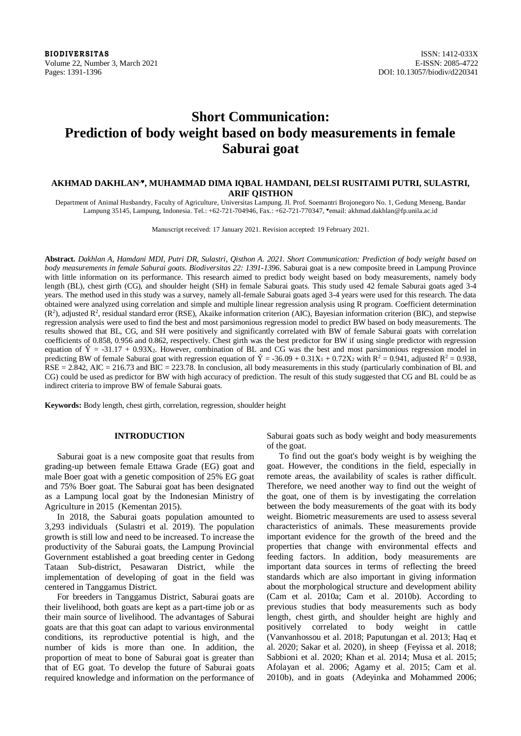# Short Communication: Prediction of body weight based on body measurements in female Saburai goat

**AKHMAD DAKHLAN♥, MUHAMMAD DIMA IQBAL HAMDANI, DELSI RUSITAIMI PUTRI, SULASTRI, ARIF QISTHON**

Department of Animal Husbandry, Faculty of Agriculture, Universitas Lampung. Jl. Prof. Soemantri Brojonegoro No. 1, Gedung Meneng, Bandar Lampung 35145, Lampung, Indonesia. Tel.: +62-721-704946, Fax.: +62-721-770347, ♥email: akhmad.dakhlan@fp.unila.ac.id

Manuscript received: 17 January 2021. Revision accepted: 19 February 2021.

**Abstract.** *Dakhlan A, Hamdani MDI, Putri DR, Sulastri, Qisthon A. 2021. Short Communication: Prediction of body weight based on body measurements in female Saburai goats. Biodiversitas 22: 1391-1396.* Saburai goat is a new composite breed in Lampung Province with little information on its performance. This research aimed to predict body weight based on body measurements, namely body length (BL), chest girth (CG), and shoulder height (SH) in female Saburai goats. This study used 42 female Saburai goats aged 3-4 years. The method used in this study was a survey, namely all-female Saburai goats aged 3-4 years were used for this research. The data obtained were analyzed using correlation and simple and multiple linear regression analysis using R program. Coefficient determination ($R^2$), adjusted $R^2$, residual standard error (RSE), Akaike information criterion (AIC), Bayesian information criterion (BIC), and stepwise regression analysis were used to find the best and most parsimonious regression model to predict BW based on body measurements. The results showed that BL, CG, and SH were positively and significantly correlated with BW of female Saburai goats with correlation coefficients of 0.858, 0.956 and 0.862, respectively. Chest girth was the best predictor for BW if using single predictor with regression equation of $\hat{Y} = -31.17 + 0.93X_2$. However, combination of BL and CG was the best and most parsimonious regression model in predicting BW of female Saburai goat with regression equation of $\hat{Y} = -36.09 + 0.31X_1 + 0.72X_2$ with $R^2 = 0.941$, adjusted $R^2 = 0.938$, RSE = 2.842, AIC = 216.73 and BIC = 223.78. In conclusion, all body measurements in this study (particularly combination of BL and CG) could be used as predictor for BW with high accuracy of prediction. The result of this study suggested that CG and BL could be as indirect criteria to improve BW of female Saburai goats.

**Keywords:** Body length, chest girth, correlation, regression, shoulder height

## INTRODUCTION

Saburai goat is a new composite goat that results from grading-up between female Ettawa Grade (EG) goat and male Boer goat with a genetic composition of 25% EG goat and 75% Boer goat. The Saburai goat has been designated as a Lampung local goat by the Indonesian Ministry of Agriculture in 2015 (Kementan 2015).

In 2018, the Saburai goats population amounted to 3,293 individuals (Sulastri et al. 2019). The population growth is still low and need to be increased. To increase the productivity of the Saburai goats, the Lampung Provincial Government established a goat breeding center in Gedong Tataan Sub-district, Pesawaran District, while the implementation of developing of goat in the field was centered in Tanggamus District.

For breeders in Tanggamus District, Saburai goats are their livelihood, both goats are kept as a part-time job or as their main source of livelihood. The advantages of Saburai goats are that this goat can adapt to various environmental conditions, its reproductive potential is high, and the number of kids is more than one. In addition, the proportion of meat to bone of Saburai goat is greater than that of EG goat. To develop the future of Saburai goats required knowledge and information on the performance of Saburai goats such as body weight and body measurements of the goat.

To find out the goat's body weight is by weighing the goat. However, the conditions in the field, especially in remote areas, the availability of scales is rather difficult. Therefore, we need another way to find out the weight of the goat, one of them is by investigating the correlation between the body measurements of the goat with its body weight. Biometric measurements are used to assess several characteristics of animals. These measurements provide important evidence for the growth of the breed and the properties that change with environmental effects and feeding factors. In addition, body measurements are important data sources in terms of reflecting the breed standards which are also important in giving information about the morphological structure and development ability (Cam et al. 2010a; Cam et al. 2010b). According to previous studies that body measurements such as body length, chest girth, and shoulder height are highly and positively correlated to body weight in cattle (Vanvanhossou et al. 2018; Paputungan et al. 2013; Haq et al. 2020; Sakar et al. 2020), in sheep (Feyissa et al. 2018; Sabbioni et al. 2020; Khan et al. 2014; Musa et al. 2015; Afolayan et al. 2006; Agamy et al. 2015; Cam et al. 2010b), and in goats (Adeyinka and Mohammed 2006;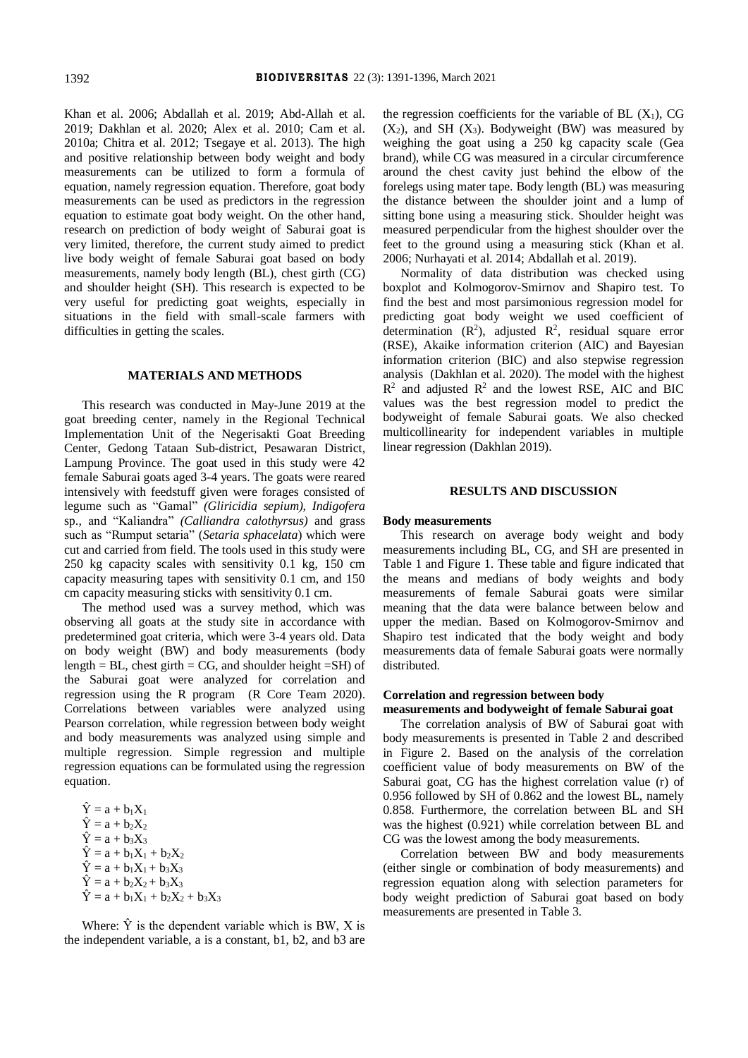Khan et al. 2006; Abdallah et al. 2019; Abd-Allah et al. 2019; Dakhlan et al. 2020; Alex et al. 2010; Cam et al. 2010a; Chitra et al. 2012; Tsegaye et al. 2013). The high and positive relationship between body weight and body measurements can be utilized to form a formula of equation, namely regression equation. Therefore, goat body measurements can be used as predictors in the regression equation to estimate goat body weight. On the other hand, research on prediction of body weight of Saburai goat is very limited, therefore, the current study aimed to predict live body weight of female Saburai goat based on body measurements, namely body length (BL), chest girth (CG) and shoulder height (SH). This research is expected to be very useful for predicting goat weights, especially in situations in the field with small-scale farmers with difficulties in getting the scales.

## MATERIALS AND METHODS

This research was conducted in May-June 2019 at the goat breeding center, namely in the Regional Technical Implementation Unit of the Negerisakti Goat Breeding Center, Gedong Tataan Sub-district, Pesawaran District, Lampung Province. The goat used in this study were 42 female Saburai goats aged 3-4 years. The goats were reared intensively with feedstuff given were forages consisted of legume such as "Gamal" *(Gliricidia sepium), Indigofera* sp., and "Kaliandra" *(Calliandra calothyrsus)* and grass such as "Rumput setaria" (*Setaria sphacelata*) which were cut and carried from field. The tools used in this study were 250 kg capacity scales with sensitivity 0.1 kg, 150 cm capacity measuring tapes with sensitivity 0.1 cm, and 150 cm capacity measuring sticks with sensitivity 0.1 cm.

The method used was a survey method, which was observing all goats at the study site in accordance with predetermined goat criteria, which were 3-4 years old. Data on body weight (BW) and body measurements (body length = BL, chest girth = CG, and shoulder height =SH) of the Saburai goat were analyzed for correlation and regression using the R program (R Core Team 2020). Correlations between variables were analyzed using Pearson correlation, while regression between body weight and body measurements was analyzed using simple and multiple regression. Simple regression and multiple regression equations can be formulated using the regression equation.

$$\hat{Y} = a + b_1X_1$$
$$\hat{Y} = a + b_2X_2$$
$$\hat{Y} = a + b_3X_3$$
$$\hat{Y} = a + b_1X_1 + b_2X_2$$
$$\hat{Y} = a + b_1X_1 + b_3X_3$$
$$\hat{Y} = a + b_2X_2 + b_3X_3$$
$$\hat{Y} = a + b_1X_1 + b_2X_2 + b_3X_3$$

Where: $\hat{Y}$ is the dependent variable which is BW, X is the independent variable, a is a constant, b1, b2, and b3 are the regression coefficients for the variable of BL ($X_1$), CG ($X_2$), and SH ($X_3$). Bodyweight (BW) was measured by weighing the goat using a 250 kg capacity scale (Gea brand), while CG was measured in a circular circumference around the chest cavity just behind the elbow of the forelegs using mater tape. Body length (BL) was measuring the distance between the shoulder joint and a lump of sitting bone using a measuring stick. Shoulder height was measured perpendicular from the highest shoulder over the feet to the ground using a measuring stick (Khan et al. 2006; Nurhayati et al. 2014; Abdallah et al. 2019).

Normality of data distribution was checked using boxplot and Kolmogorov-Smirnov and Shapiro test. To find the best and most parsimonious regression model for predicting goat body weight we used coefficient of determination ($R^2$), adjusted $R^2$, residual square error (RSE), Akaike information criterion (AIC) and Bayesian information criterion (BIC) and also stepwise regression analysis (Dakhlan et al. 2020). The model with the highest $R^2$ and adjusted $R^2$ and the lowest RSE, AIC and BIC values was the best regression model to predict the bodyweight of female Saburai goats. We also checked multicollinearity for independent variables in multiple linear regression (Dakhlan 2019).

## RESULTS AND DISCUSSION

### Body measurements

This research on average body weight and body measurements including BL, CG, and SH are presented in Table 1 and Figure 1. These table and figure indicated that the means and medians of body weights and body measurements of female Saburai goats were similar meaning that the data were balance between below and upper the median. Based on Kolmogorov-Smirnov and Shapiro test indicated that the body weight and body measurements data of female Saburai goats were normally distributed.

### Correlation and regression between body measurements and bodyweight of female Saburai goat

The correlation analysis of BW of Saburai goat with body measurements is presented in Table 2 and described in Figure 2. Based on the analysis of the correlation coefficient value of body measurements on BW of the Saburai goat, CG has the highest correlation value (r) of 0.956 followed by SH of 0.862 and the lowest BL, namely 0.858. Furthermore, the correlation between BL and SH was the highest (0.921) while correlation between BL and CG was the lowest among the body measurements.

Correlation between BW and body measurements (either single or combination of body measurements) and regression equation along with selection parameters for body weight prediction of Saburai goat based on body measurements are presented in Table 3.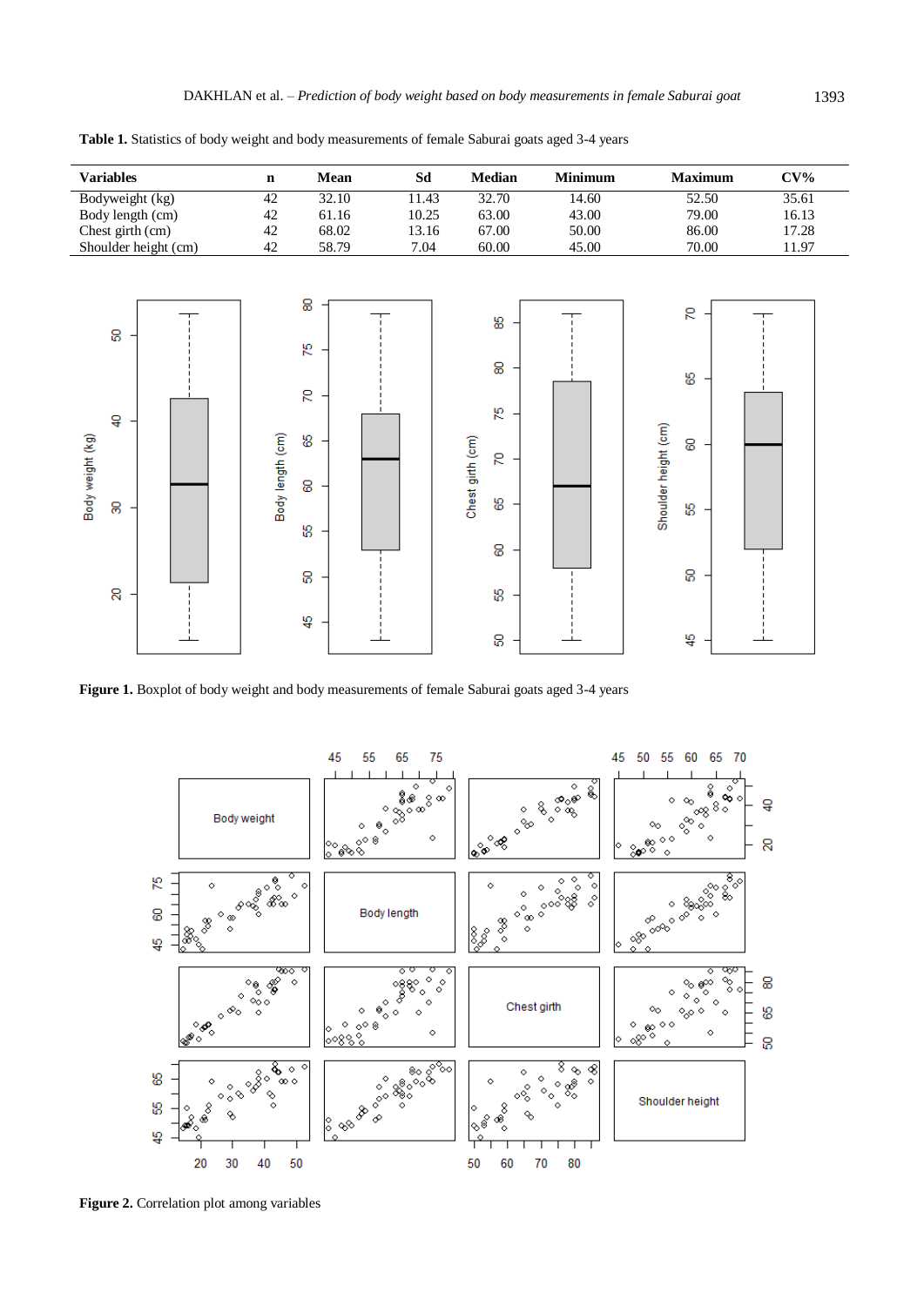**Table 1.** Statistics of body weight and body measurements of female Saburai goats aged 3-4 years

| Variables | n | Mean | Sd | Median | Minimum | Maximum | CV% |
|---|---|---|---|---|---|---|---|
| Bodyweight (kg) | 42 | 32.10 | 11.43 | 32.70 | 14.60 | 52.50 | 35.61 |
| Body length (cm) | 42 | 61.16 | 10.25 | 63.00 | 43.00 | 79.00 | 16.13 |
| Chest girth (cm) | 42 | 68.02 | 13.16 | 67.00 | 50.00 | 86.00 | 17.28 |
| Shoulder height (cm) | 42 | 58.79 | 7.04 | 60.00 | 45.00 | 70.00 | 11.97 |

**Figure 1.** Boxplot of body weight and body measurements of female Saburai goats aged 3-4 years

**Figure 2.** Correlation plot among variables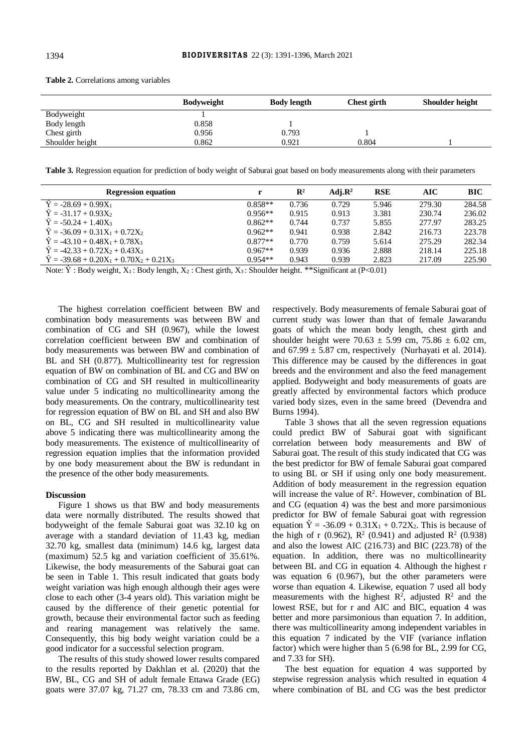**Table 2.** Correlations among variables

| | Bodyweight | Body length | Chest girth | Shoulder height |
|---|---|---|---|---|
| Bodyweight | 1 | | | |
| Body length | 0.858 | 1 | | |
| Chest girth | 0.956 | 0.793 | 1 | |
| Shoulder height | 0.862 | 0.921 | 0.804 | 1 |

**Table 3.** Regression equation for prediction of body weight of Saburai goat based on body measurements along with their parameters

| Regression equation | r | $R^2$ | Adj.$R^2$ | RSE | AIC | BIC |
|---|---|---|---|---|---|---|
| $\hat{Y} = -28.69 + 0.99X_1$ | 0.858** | 0.736 | 0.729 | 5.946 | 279.30 | 284.58 |
| $\hat{Y} = -31.17 + 0.93X_2$ | 0.956** | 0.915 | 0.913 | 3.381 | 230.74 | 236.02 |
| $\hat{Y} = -50.24 + 1.40X_3$ | 0.862** | 0.744 | 0.737 | 5.855 | 277.97 | 283.25 |
| $\hat{Y} = -36.09 + 0.31X_1 + 0.72X_2$ | 0.962** | 0.941 | 0.938 | 2.842 | 216.73 | 223.78 |
| $\hat{Y} = -43.10 + 0.48X_1 + 0.78X_3$ | 0.877** | 0.770 | 0.759 | 5.614 | 275.29 | 282.34 |
| $\hat{Y} = -42.33 + 0.72X_2 + 0.43X_3$ | 0.967** | 0.939 | 0.936 | 2.888 | 218.14 | 225.18 |
| $\hat{Y} = -39.68 + 0.20X_1 + 0.70X_2 + 0.21X_3$ | 0.954** | 0.943 | 0.939 | 2.823 | 217.09 | 225.90 |

Note: $\hat{Y}$ : Body weight, $X_1$ : Body length, $X_2$ : Chest girth, $X_3$ : Shoulder height. **Significant at (P<0.01)

The highest correlation coefficient between BW and combination body measurements was between BW and combination of CG and SH (0.967), while the lowest correlation coefficient between BW and combination of body measurements was between BW and combination of BL and SH (0.877). Multicollinearity test for regression equation of BW on combination of BL and CG and BW on combination of CG and SH resulted in multicollinearity value under 5 indicating no multicollinearity among the body measurements. On the contrary, multicollinearity test for regression equation of BW on BL and SH and also BW on BL, CG and SH resulted in multicollinearity value above 5 indicating there was multicollinearity among the body measurements. The existence of multicollinearity of regression equation implies that the information provided by one body measurement about the BW is redundant in the presence of the other body measurements.

### Discussion

Figure 1 shows us that BW and body measurements data were normally distributed. The results showed that bodyweight of the female Saburai goat was 32.10 kg on average with a standard deviation of 11.43 kg, median 32.70 kg, smallest data (minimum) 14.6 kg, largest data (maximum) 52.5 kg and variation coefficient of 35.61%. Likewise, the body measurements of the Saburai goat can be seen in Table 1. This result indicated that goats body weight variation was high enough although their ages were close to each other (3-4 years old). This variation might be caused by the difference of their genetic potential for growth, because their environmental factor such as feeding and rearing management was relatively the same. Consequently, this big body weight variation could be a good indicator for a successful selection program.

The results of this study showed lower results compared to the results reported by Dakhlan et al. (2020) that the BW, BL, CG and SH of adult female Ettawa Grade (EG) goats were 37.07 kg, 71.27 cm, 78.33 cm and 73.86 cm, respectively. Body measurements of female Saburai goat of current study was lower than that of female Jawarandu goats of which the mean body length, chest girth and shoulder height were 70.63 ± 5.99 cm, 75.86 ± 6.02 cm, and 67.99 ± 5.87 cm, respectively (Nurhayati et al. 2014). This difference may be caused by the differences in goat breeds and the environment and also the feed management applied. Bodyweight and body measurements of goats are greatly affected by environmental factors which produce varied body sizes, even in the same breed (Devendra and Burns 1994).

Table 3 shows that all the seven regression equations could predict BW of Saburai goat with significant correlation between body measurements and BW of Saburai goat. The result of this study indicated that CG was the best predictor for BW of female Saburai goat compared to using BL or SH if using only one body measurement. Addition of body measurement in the regression equation will increase the value of $R^2$. However, combination of BL and CG (equation 4) was the best and more parsimonious predictor for BW of female Saburai goat with regression equation $\hat{Y} = -36.09 + 0.31X_1 + 0.72X_2$. This is because of the high of r (0.962), $R^2$ (0.941) and adjusted $R^2$ (0.938) and also the lowest AIC (216.73) and BIC (223.78) of the equation. In addition, there was no multicollinearity between BL and CG in equation 4. Although the highest r was equation 6 (0.967), but the other parameters were worse than equation 4. Likewise, equation 7 used all body measurements with the highest $R^2$, adjusted $R^2$ and the lowest RSE, but for r and AIC and BIC, equation 4 was better and more parsimonious than equation 7. In addition, there was multicollinearity among independent variables in this equation 7 indicated by the VIF (variance inflation factor) which were higher than 5 (6.98 for BL, 2.99 for CG, and 7.33 for SH).

The best equation for equation 4 was supported by stepwise regression analysis which resulted in equation 4 where combination of BL and CG was the best predictor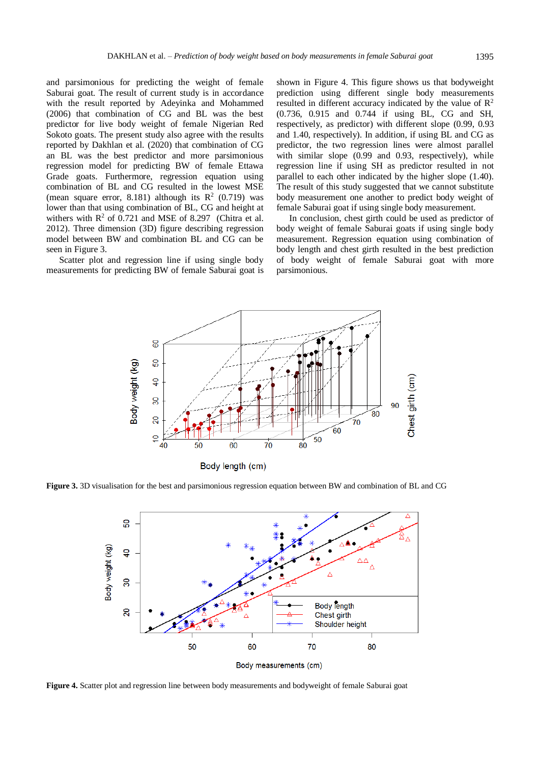and parsimonious for predicting the weight of female Saburai goat. The result of current study is in accordance with the result reported by Adeyinka and Mohammed (2006) that combination of CG and BL was the best predictor for live body weight of female Nigerian Red Sokoto goats. The present study also agree with the results reported by Dakhlan et al. (2020) that combination of CG an BL was the best predictor and more parsimonious regression model for predicting BW of female Ettawa Grade goats. Furthermore, regression equation using combination of BL and CG resulted in the lowest MSE (mean square error, 8.181) although its $R^2$ (0.719) was lower than that using combination of BL, CG and height at withers with $R^2$ of 0.721 and MSE of 8.297 (Chitra et al. 2012). Three dimension (3D) figure describing regression model between BW and combination BL and CG can be seen in Figure 3.

Scatter plot and regression line if using single body measurements for predicting BW of female Saburai goat is shown in Figure 4. This figure shows us that bodyweight prediction using different single body measurements resulted in different accuracy indicated by the value of $R^2$ (0.736, 0.915 and 0.744 if using BL, CG and SH, respectively, as predictor) with different slope (0.99, 0.93 and 1.40, respectively). In addition, if using BL and CG as predictor, the two regression lines were almost parallel with similar slope (0.99 and 0.93, respectively), while regression line if using SH as predictor resulted in not parallel to each other indicated by the higher slope (1.40). The result of this study suggested that we cannot substitute body measurement one another to predict body weight of female Saburai goat if using single body measurement.

In conclusion, chest girth could be used as predictor of body weight of female Saburai goats if using single body measurement. Regression equation using combination of body length and chest girth resulted in the best prediction of body weight of female Saburai goat with more parsimonious.

**Figure 3.** 3D visualisation for the best and parsimonious regression equation between BW and combination of BL and CG

**Figure 4.** Scatter plot and regression line between body measurements and bodyweight of female Saburai goat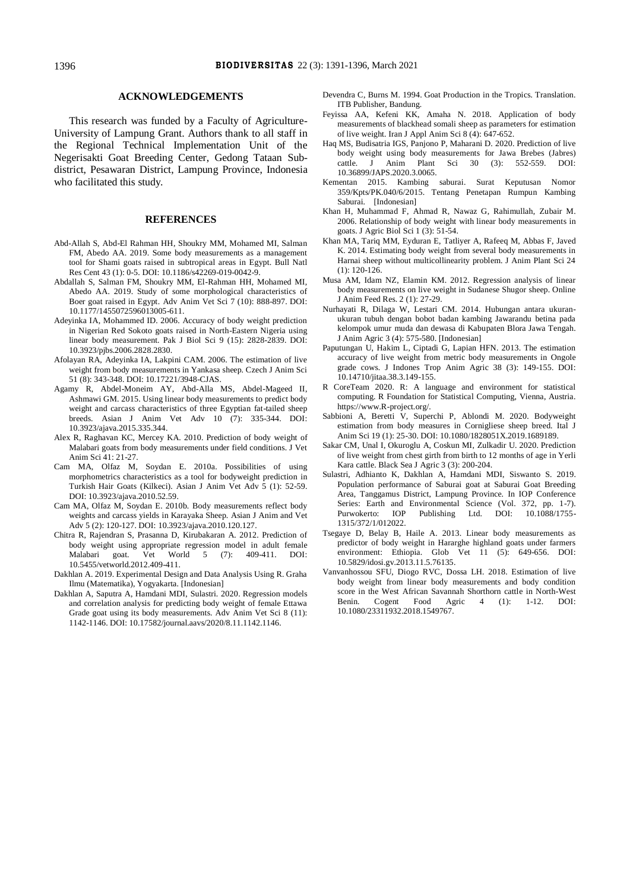## ACKNOWLEDGEMENTS

This research was funded by a Faculty of Agriculture-University of Lampung Grant. Authors thank to all staff in the Regional Technical Implementation Unit of the Negerisakti Goat Breeding Center, Gedong Tataan Sub-district, Pesawaran District, Lampung Province, Indonesia who facilitated this study.

## REFERENCES

Abd-Allah S, Abd-El Rahman HH, Shoukry MM, Mohamed MI, Salman FM, Abedo AA. 2019. Some body measurements as a management tool for Shami goats raised in subtropical areas in Egypt. Bull Natl Res Cent 43 (1): 0-5. DOI: 10.1186/s42269-019-0042-9.

Abdallah S, Salman FM, Shoukry MM, El-Rahman HH, Mohamed MI, Abedo AA. 2019. Study of some morphological characteristics of Boer goat raised in Egypt. Adv Anim Vet Sci 7 (10): 888-897. DOI: 10.1177/1455072596013005-611.

Adeyinka IA, Mohammed ID. 2006. Accuracy of body weight prediction in Nigerian Red Sokoto goats raised in North-Eastern Nigeria using linear body measurement. Pak J Biol Sci 9 (15): 2828-2839. DOI: 10.3923/pjbs.2006.2828.2830.

Afolayan RA, Adeyinka IA, Lakpini CAM. 2006. The estimation of live weight from body measurements in Yankasa sheep. Czech J Anim Sci 51 (8): 343-348. DOI: 10.17221/3948-CJAS.

Agamy R, Abdel-Moneim AY, Abd-Alla MS, Abdel-Mageed II, Ashmawi GM. 2015. Using linear body measurements to predict body weight and carcass characteristics of three Egyptian fat-tailed sheep breeds. Asian J Anim Vet Adv 10 (7): 335-344. DOI: 10.3923/ajava.2015.335.344.

Alex R, Raghavan KC, Mercey KA. 2010. Prediction of body weight of Malabari goats from body measurements under field conditions. J Vet Anim Sci 41: 21-27.

Cam MA, Olfaz M, Soydan E. 2010a. Possibilities of using morphometrics characteristics as a tool for bodyweight prediction in Turkish Hair Goats (Kilkeci). Asian J Anim Vet Adv 5 (1): 52-59. DOI: 10.3923/ajava.2010.52.59.

Cam MA, Olfaz M, Soydan E. 2010b. Body measurements reflect body weights and carcass yields in Karayaka Sheep. Asian J Anim and Vet Adv 5 (2): 120-127. DOI: 10.3923/ajava.2010.120.127.

Chitra R, Rajendran S, Prasanna D, Kirubakaran A. 2012. Prediction of body weight using appropriate regression model in adult female Malabari goat. Vet World 5 (7): 409-411. DOI: 10.5455/vetworld.2012.409-411.

Dakhlan A. 2019. Experimental Design and Data Analysis Using R. Graha Ilmu (Matematika), Yogyakarta. [Indonesian]

Dakhlan A, Saputra A, Hamdani MDI, Sulastri. 2020. Regression models and correlation analysis for predicting body weight of female Ettawa Grade goat using its body measurements. Adv Anim Vet Sci 8 (11): 1142-1146. DOI: 10.17582/journal.aavs/2020/8.11.1142.1146.

Devendra C, Burns M. 1994. Goat Production in the Tropics. Translation. ITB Publisher, Bandung.

Feyissa AA, Kefeni KK, Amaha N. 2018. Application of body measurements of blackhead somali sheep as parameters for estimation of live weight. Iran J Appl Anim Sci 8 (4): 647-652.

Haq MS, Budisatria IGS, Panjono P, Maharani D. 2020. Prediction of live body weight using body measurements for Jawa Brebes (Jabres) cattle. J Anim Plant Sci 30 (3): 552-559. DOI: 10.36899/JAPS.2020.3.0065.

Kementan 2015. Kambing saburai. Surat Keputusan Nomor 359/Kpts/PK.040/6/2015. Tentang Penetapan Rumpun Kambing Saburai. [Indonesian]

Khan H, Muhammad F, Ahmad R, Nawaz G, Rahimullah, Zubair M. 2006. Relationship of body weight with linear body measurements in goats. J Agric Biol Sci 1 (3): 51-54.

Khan MA, Tariq MM, Eyduran E, Tatliyer A, Rafeeq M, Abbas F, Javed K. 2014. Estimating body weight from several body measurements in Harnai sheep without multicollinearity problem. J Anim Plant Sci 24 (1): 120-126.

Musa AM, Idam NZ, Elamin KM. 2012. Regression analysis of linear body measurements on live weight in Sudanese Shugor sheep. Online J Anim Feed Res. 2 (1): 27-29.

Nurhayati R, Dilaga W, Lestari CM. 2014. Hubungan antara ukuran-ukuran tubuh dengan bobot badan kambing Jawarandu betina pada kelompok umur muda dan dewasa di Kabupaten Blora Jawa Tengah. J Anim Agric 3 (4): 575-580. [Indonesian]

Paputungan U, Hakim L, Ciptadi G, Lapian HFN. 2013. The estimation accuracy of live weight from metric body measurements in Ongole grade cows. J Indones Trop Anim Agric 38 (3): 149-155. DOI: 10.14710/jitaa.38.3.149-155.

R CoreTeam 2020. R: A language and environment for statistical computing. R Foundation for Statistical Computing, Vienna, Austria. https://www.R-project.org/.

Sabbioni A, Beretti V, Superchi P, Ablondi M. 2020. Bodyweight estimation from body measures in Cornigliese sheep breed. Ital J Anim Sci 19 (1): 25-30. DOI: 10.1080/1828051X.2019.1689189.

Sakar CM, Unal I, Okuroglu A, Coskun MI, Zulkadir U. 2020. Prediction of live weight from chest girth from birth to 12 months of age in Yerli Kara cattle. Black Sea J Agric 3 (3): 200-204.

Sulastri, Adhianto K, Dakhlan A, Hamdani MDI, Siswanto S. 2019. Population performance of Saburai goat at Saburai Goat Breeding Area, Tanggamus District, Lampung Province. In IOP Conference Series: Earth and Environmental Science (Vol. 372, pp. 1-7). Purwokerto: IOP Publishing Ltd. DOI: 10.1088/1755-1315/372/1/012022.

Tsegaye D, Belay B, Haile A. 2013. Linear body measurements as predictor of body weight in Hararghe highland goats under farmers environment: Ethiopia. Glob Vet 11 (5): 649-656. DOI: 10.5829/idosi.gv.2013.11.5.76135.

Vanvanhossou SFU, Diogo RVC, Dossa LH. 2018. Estimation of live body weight from linear body measurements and body condition score in the West African Savannah Shorthorn cattle in North-West Benin. Cogent Food Agric 4 (1): 1-12. DOI: 10.1080/23311932.2018.1549767.